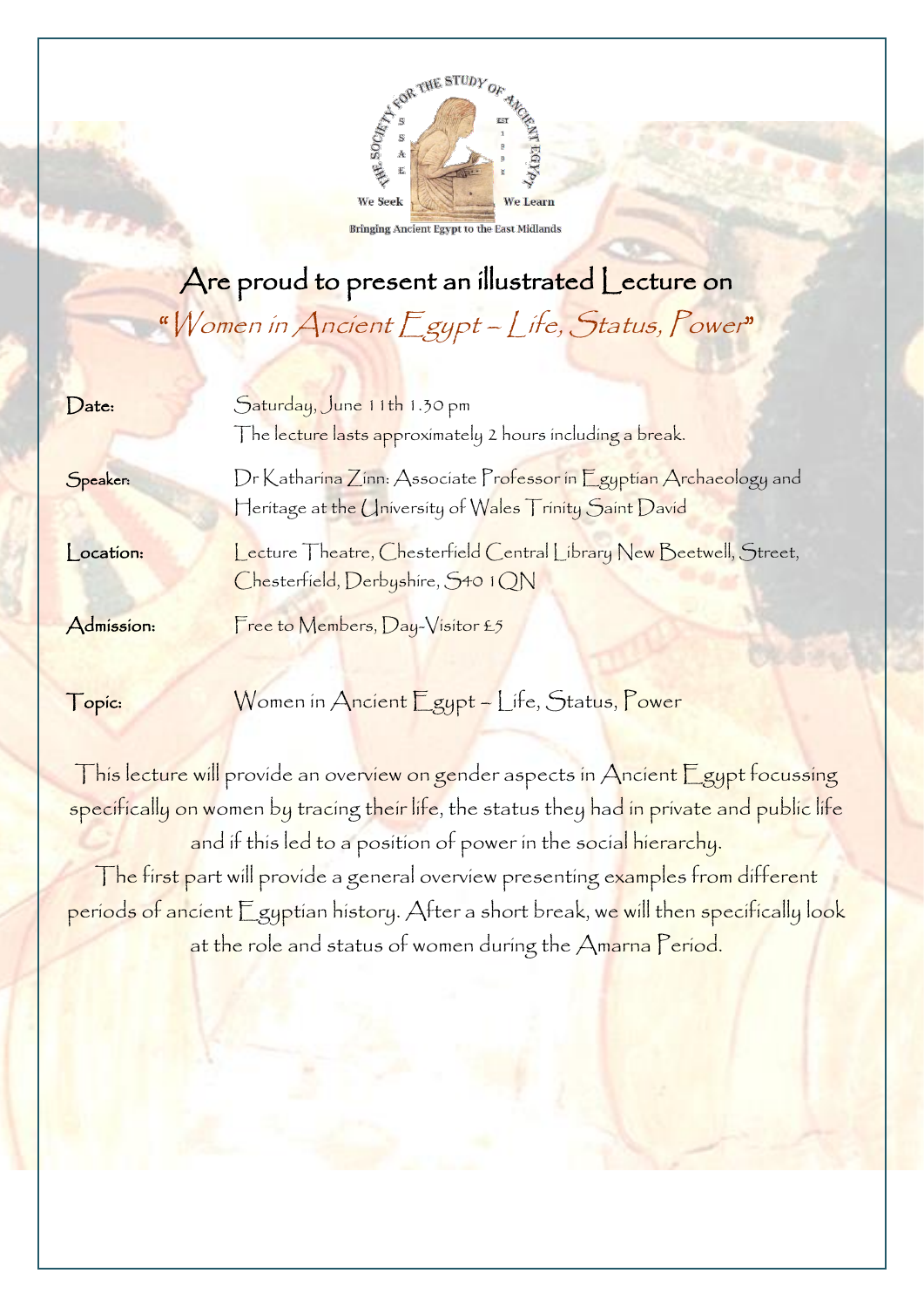THE SOCIETY FOR THE STUDY OF ANCIENT EGYPT

SSAE · EST 1998

We Seek · We Learn

Bringing Ancient Egypt to the East Midlands

# Are proud to present an illustrated Lecture on

## *"Women in Ancient Egypt – Life, Status, Power"*

**Date:** Saturday, June 11th 1.30 pm
The lecture lasts approximately 2 hours including a break.

**Speaker:** Dr Katharina Zinn: Associate Professor in Egyptian Archaeology and Heritage at the University of Wales Trinity Saint David

**Location:** Lecture Theatre, Chesterfield Central Library New Beetwell, Street, Chesterfield, Derbyshire, S40 1QN

**Admission:** Free to Members, Day-Visitor £5

**Topic:** Women in Ancient Egypt – Life, Status, Power

This lecture will provide an overview on gender aspects in Ancient Egypt focussing specifically on women by tracing their life, the status they had in private and public life and if this led to a position of power in the social hierarchy.

The first part will provide a general overview presenting examples from different periods of ancient Egyptian history. After a short break, we will then specifically look at the role and status of women during the Amarna Period.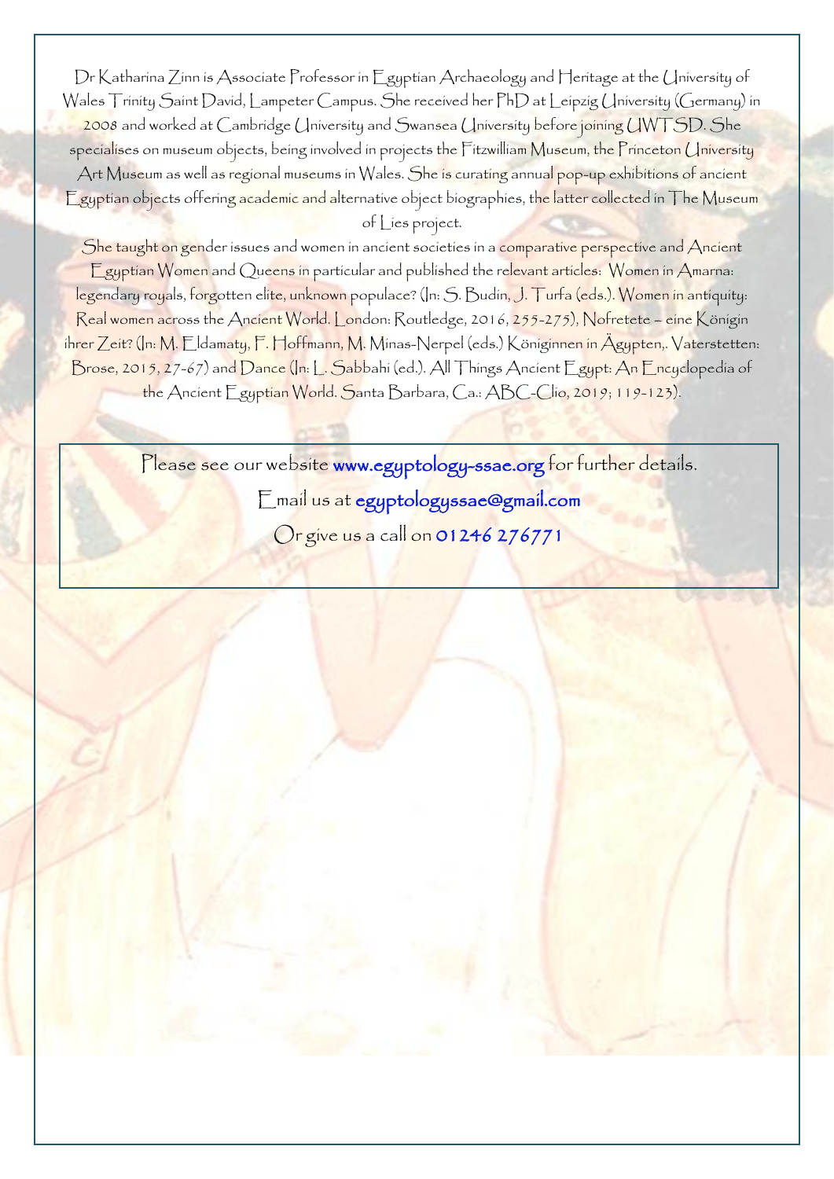Dr Katharina Zinn is Associate Professor in Egyptian Archaeology and Heritage at the University of Wales Trinity Saint David, Lampeter Campus. She received her PhD at Leipzig University (Germany) in 2008 and worked at Cambridge University and Swansea University before joining UWTSD. She specialises on museum objects, being involved in projects the Fitzwilliam Museum, the Princeton University Art Museum as well as regional museums in Wales. She is curating annual pop-up exhibitions of ancient Egyptian objects offering academic and alternative object biographies, the latter collected in The Museum of Lies project.

She taught on gender issues and women in ancient societies in a comparative perspective and Ancient Egyptian Women and Queens in particular and published the relevant articles: Women in Amarna: legendary royals, forgotten elite, unknown populace? (In: S. Budin, J. Turfa (eds.). Women in antiquity: Real women across the Ancient World. London: Routledge, 2016, 255-275), Nofretete – eine Königin ihrer Zeit? (In: M. Eldamaty, F. Hoffmann, M. Minas-Nerpel (eds.) Königinnen in Ägypten,. Vaterstetten: Brose, 2015, 27-67) and Dance (In: L. Sabbahi (ed.). All Things Ancient Egypt: An Encyclopedia of the Ancient Egyptian World. Santa Barbara, Ca.: ABC-Clio, 2019; 119-123).

Please see our website www.egyptology-ssae.org for further details.

Email us at egyptologyssae@gmail.com

Or give us a call on 01246 276771